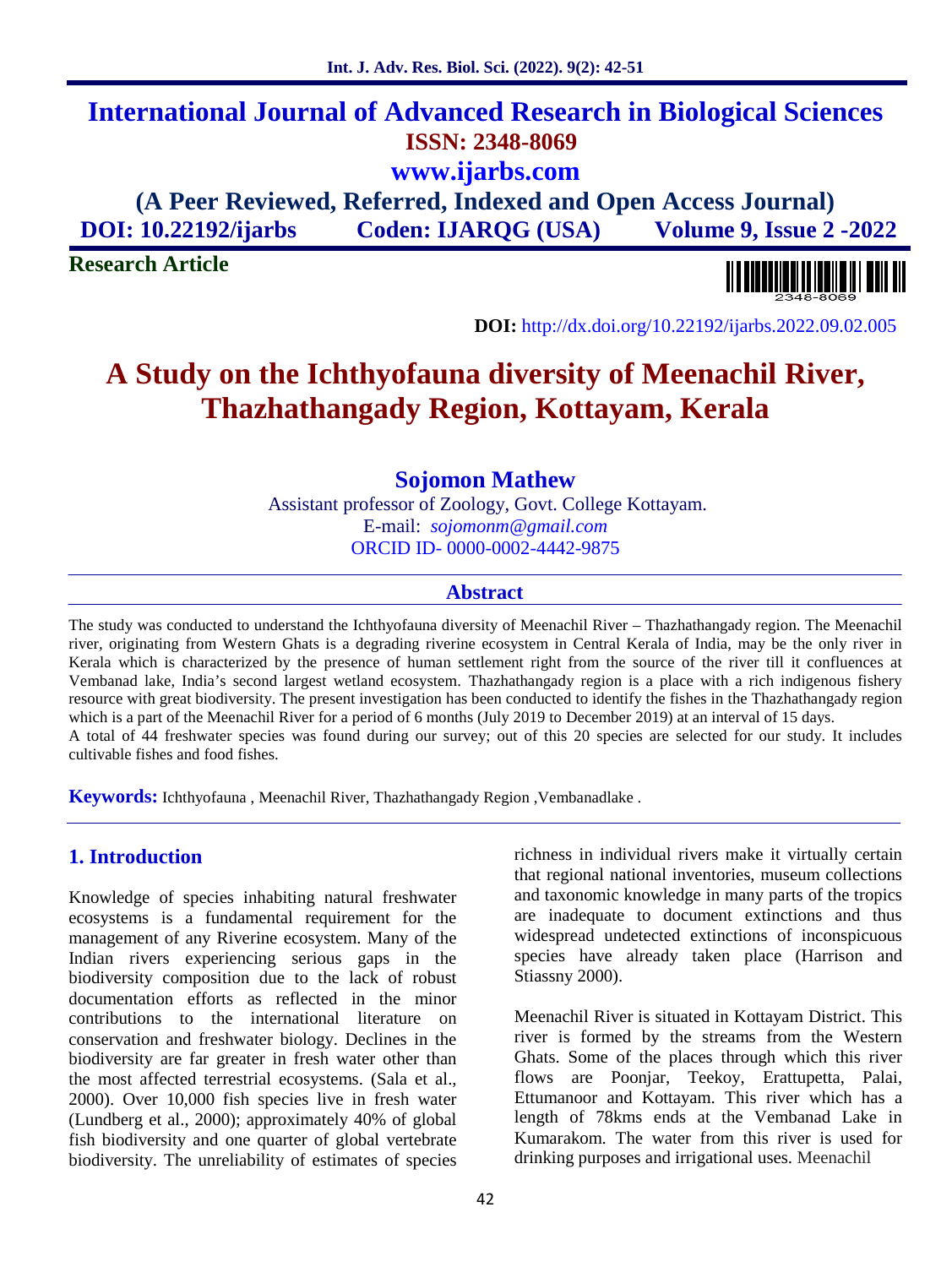# International Journal of Advanced Research in Biological Sciences

**ISSN: 2348-8069**

**www.ijarbs.com**

**(A Peer Reviewed, Referred, Indexed and Open Access Journal)**

**DOI: 10.22192/ijarbs  Coden: IJARQG (USA)  Volume 9, Issue 2 -2022**

**Research Article**

**DOI:** http://dx.doi.org/10.22192/ijarbs.2022.09.02.005

# A Study on the Ichthyofauna diversity of Meenachil River, Thazhathangady Region, Kottayam, Kerala

**Sojomon Mathew**

Assistant professor of Zoology, Govt. College Kottayam.

E-mail: *sojomonm@gmail.com*

ORCID ID- 0000-0002-4442-9875

## Abstract

The study was conducted to understand the Ichthyofauna diversity of Meenachil River – Thazhathangady region. The Meenachil river, originating from Western Ghats is a degrading riverine ecosystem in Central Kerala of India, may be the only river in Kerala which is characterized by the presence of human settlement right from the source of the river till it confluences at Vembanad lake, India's second largest wetland ecosystem. Thazhathangady region is a place with a rich indigenous fishery resource with great biodiversity. The present investigation has been conducted to identify the fishes in the Thazhathangady region which is a part of the Meenachil River for a period of 6 months (July 2019 to December 2019) at an interval of 15 days.

A total of 44 freshwater species was found during our survey; out of this 20 species are selected for our study. It includes cultivable fishes and food fishes.

**Keywords:** Ichthyofauna , Meenachil River, Thazhathangady Region ,Vembanadlake .

## 1. Introduction

Knowledge of species inhabiting natural freshwater ecosystems is a fundamental requirement for the management of any Riverine ecosystem. Many of the Indian rivers experiencing serious gaps in the biodiversity composition due to the lack of robust documentation efforts as reflected in the minor contributions to the international literature on conservation and freshwater biology. Declines in the biodiversity are far greater in fresh water other than the most affected terrestrial ecosystems. (Sala et al., 2000). Over 10,000 fish species live in fresh water (Lundberg et al., 2000); approximately 40% of global fish biodiversity and one quarter of global vertebrate biodiversity. The unreliability of estimates of species richness in individual rivers make it virtually certain that regional national inventories, museum collections and taxonomic knowledge in many parts of the tropics are inadequate to document extinctions and thus widespread undetected extinctions of inconspicuous species have already taken place (Harrison and Stiassny 2000).

Meenachil River is situated in Kottayam District. This river is formed by the streams from the Western Ghats. Some of the places through which this river flows are Poonjar, Teekoy, Erattupetta, Palai, Ettumanoor and Kottayam. This river which has a length of 78kms ends at the Vembanad Lake in Kumarakom. The water from this river is used for drinking purposes and irrigational uses. Meenachil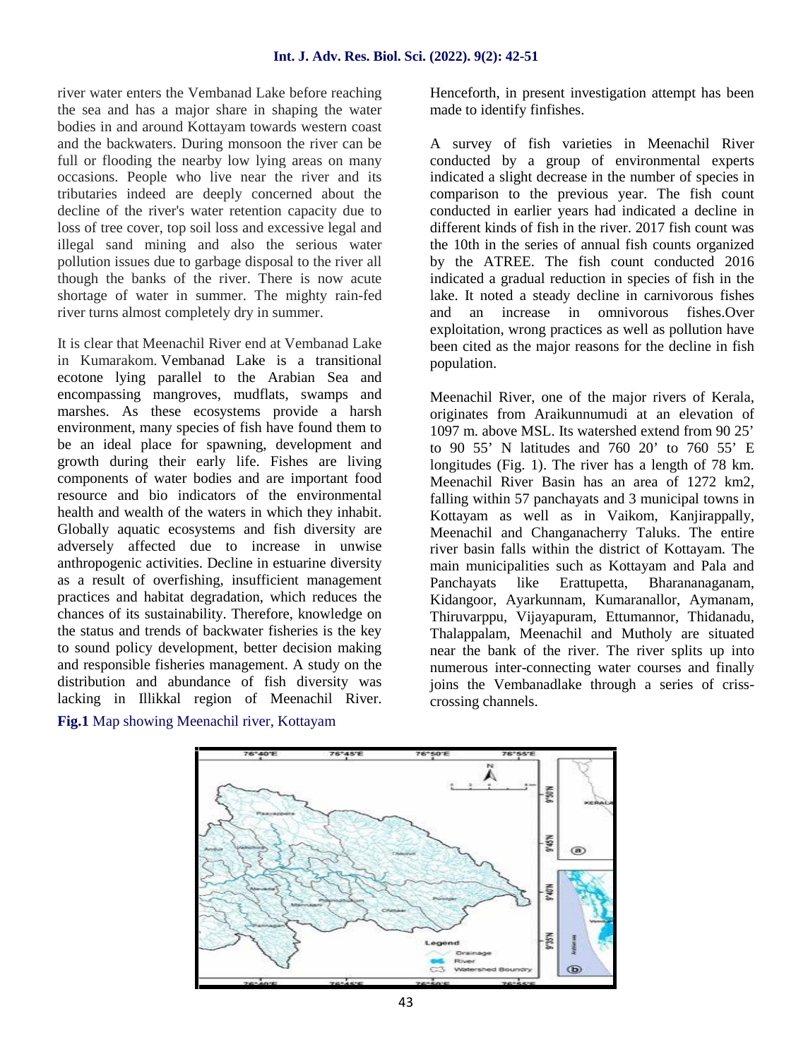river water enters the Vembanad Lake before reaching the sea and has a major share in shaping the water bodies in and around Kottayam towards western coast and the backwaters. During monsoon the river can be full or flooding the nearby low lying areas on many occasions. People who live near the river and its tributaries indeed are deeply concerned about the decline of the river's water retention capacity due to loss of tree cover, top soil loss and excessive legal and illegal sand mining and also the serious water pollution issues due to garbage disposal to the river all though the banks of the river. There is now acute shortage of water in summer. The mighty rain-fed river turns almost completely dry in summer.

It is clear that Meenachil River end at Vembanad Lake in Kumarakom. Vembanad Lake is a transitional ecotone lying parallel to the Arabian Sea and encompassing mangroves, mudflats, swamps and marshes. As these ecosystems provide a harsh environment, many species of fish have found them to be an ideal place for spawning, development and growth during their early life. Fishes are living components of water bodies and are important food resource and bio indicators of the environmental health and wealth of the waters in which they inhabit. Globally aquatic ecosystems and fish diversity are adversely affected due to increase in unwise anthropogenic activities. Decline in estuarine diversity as a result of overfishing, insufficient management practices and habitat degradation, which reduces the chances of its sustainability. Therefore, knowledge on the status and trends of backwater fisheries is the key to sound policy development, better decision making and responsible fisheries management. A study on the distribution and abundance of fish diversity was lacking in Illikkal region of Meenachil River. Henceforth, in present investigation attempt has been made to identify finfishes.

A survey of fish varieties in Meenachil River conducted by a group of environmental experts indicated a slight decrease in the number of species in comparison to the previous year. The fish count conducted in earlier years had indicated a decline in different kinds of fish in the river. 2017 fish count was the 10th in the series of annual fish counts organized by the ATREE. The fish count conducted 2016 indicated a gradual reduction in species of fish in the lake. It noted a steady decline in carnivorous fishes and an increase in omnivorous fishes.Over exploitation, wrong practices as well as pollution have been cited as the major reasons for the decline in fish population.

Meenachil River, one of the major rivers of Kerala, originates from Araikunnumudi at an elevation of 1097 m. above MSL. Its watershed extend from 90 25' to 90 55' N latitudes and 760 20' to 760 55' E longitudes (Fig. 1). The river has a length of 78 km. Meenachil River Basin has an area of 1272 km2, falling within 57 panchayats and 3 municipal towns in Kottayam as well as in Vaikom, Kanjirappally, Meenachil and Changanacherry Taluks. The entire river basin falls within the district of Kottayam. The main municipalities such as Kottayam and Pala and Panchayats like Erattupetta, Bharananaganam, Kidangoor, Ayarkunnam, Kumaranallor, Aymanam, Thiruvarppu, Vijayapuram, Ettumannor, Thidanadu, Thalappalam, Meenachil and Mutholy are situated near the bank of the river. The river splits up into numerous inter-connecting water courses and finally joins the Vembanadlake through a series of criss-crossing channels.

**Fig.1** Map showing Meenachil river, Kottayam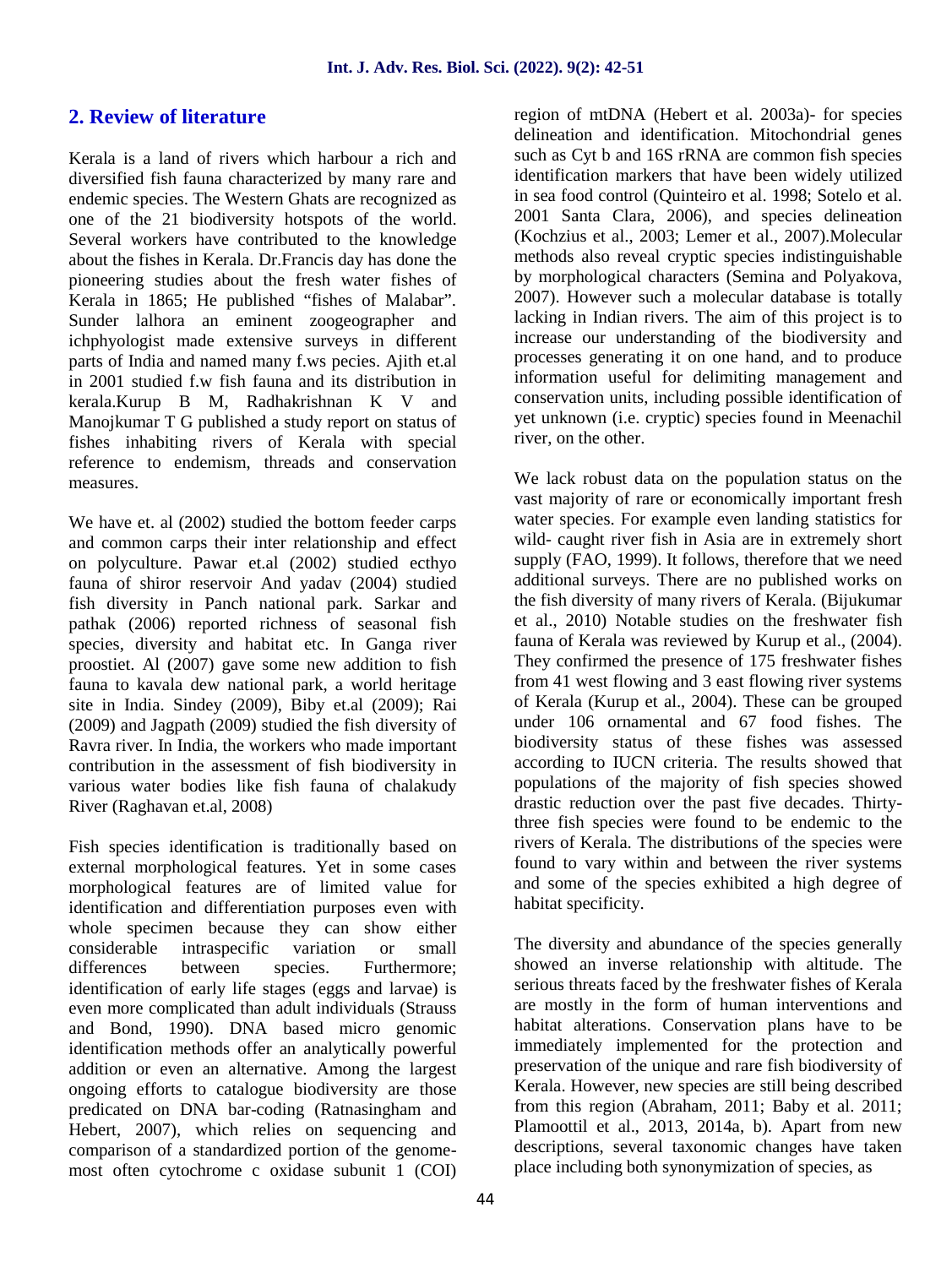## 2. Review of literature

Kerala is a land of rivers which harbour a rich and diversified fish fauna characterized by many rare and endemic species. The Western Ghats are recognized as one of the 21 biodiversity hotspots of the world. Several workers have contributed to the knowledge about the fishes in Kerala. Dr.Francis day has done the pioneering studies about the fresh water fishes of Kerala in 1865; He published "fishes of Malabar". Sunder lalhora an eminent zoogeographer and ichphyologist made extensive surveys in different parts of India and named many f.ws pecies. Ajith et.al in 2001 studied f.w fish fauna and its distribution in kerala.Kurup B M, Radhakrishnan K V and Manojkumar T G published a study report on status of fishes inhabiting rivers of Kerala with special reference to endemism, threads and conservation measures.

We have et. al (2002) studied the bottom feeder carps and common carps their inter relationship and effect on polyculture. Pawar et.al (2002) studied ecthyo fauna of shiror reservoir And yadav (2004) studied fish diversity in Panch national park. Sarkar and pathak (2006) reported richness of seasonal fish species, diversity and habitat etc. In Ganga river proostiet. Al (2007) gave some new addition to fish fauna to kavala dew national park, a world heritage site in India. Sindey (2009), Biby et.al (2009); Rai (2009) and Jagpath (2009) studied the fish diversity of Ravra river. In India, the workers who made important contribution in the assessment of fish biodiversity in various water bodies like fish fauna of chalakudy River (Raghavan et.al, 2008)

Fish species identification is traditionally based on external morphological features. Yet in some cases morphological features are of limited value for identification and differentiation purposes even with whole specimen because they can show either considerable intraspecific variation or small differences between species. Furthermore; identification of early life stages (eggs and larvae) is even more complicated than adult individuals (Strauss and Bond, 1990). DNA based micro genomic identification methods offer an analytically powerful addition or even an alternative. Among the largest ongoing efforts to catalogue biodiversity are those predicated on DNA bar-coding (Ratnasingham and Hebert, 2007), which relies on sequencing and comparison of a standardized portion of the genome- most often cytochrome c oxidase subunit 1 (COI) region of mtDNA (Hebert et al. 2003a)- for species delineation and identification. Mitochondrial genes such as Cyt b and 16S rRNA are common fish species identification markers that have been widely utilized in sea food control (Quinteiro et al. 1998; Sotelo et al. 2001 Santa Clara, 2006), and species delineation (Kochzius et al., 2003; Lemer et al., 2007).Molecular methods also reveal cryptic species indistinguishable by morphological characters (Semina and Polyakova, 2007). However such a molecular database is totally lacking in Indian rivers. The aim of this project is to increase our understanding of the biodiversity and processes generating it on one hand, and to produce information useful for delimiting management and conservation units, including possible identification of yet unknown (i.e. cryptic) species found in Meenachil river, on the other.

We lack robust data on the population status on the vast majority of rare or economically important fresh water species. For example even landing statistics for wild- caught river fish in Asia are in extremely short supply (FAO, 1999). It follows, therefore that we need additional surveys. There are no published works on the fish diversity of many rivers of Kerala. (Bijukumar et al., 2010) Notable studies on the freshwater fish fauna of Kerala was reviewed by Kurup et al., (2004). They confirmed the presence of 175 freshwater fishes from 41 west flowing and 3 east flowing river systems of Kerala (Kurup et al., 2004). These can be grouped under 106 ornamental and 67 food fishes. The biodiversity status of these fishes was assessed according to IUCN criteria. The results showed that populations of the majority of fish species showed drastic reduction over the past five decades. Thirty-three fish species were found to be endemic to the rivers of Kerala. The distributions of the species were found to vary within and between the river systems and some of the species exhibited a high degree of habitat specificity.

The diversity and abundance of the species generally showed an inverse relationship with altitude. The serious threats faced by the freshwater fishes of Kerala are mostly in the form of human interventions and habitat alterations. Conservation plans have to be immediately implemented for the protection and preservation of the unique and rare fish biodiversity of Kerala. However, new species are still being described from this region (Abraham, 2011; Baby et al. 2011; Plamoottil et al., 2013, 2014a, b). Apart from new descriptions, several taxonomic changes have taken place including both synonymization of species, as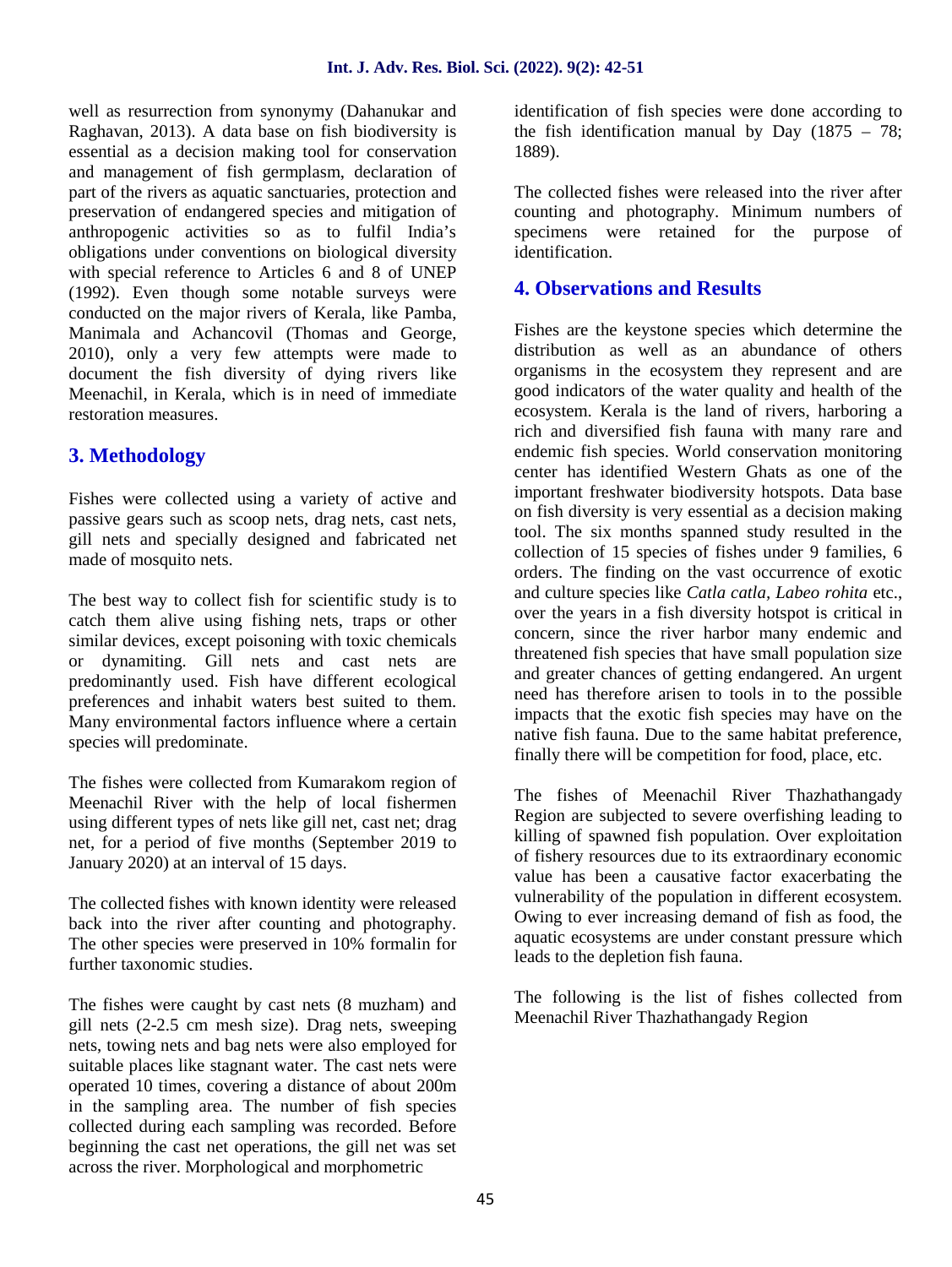well as resurrection from synonymy (Dahanukar and Raghavan, 2013). A data base on fish biodiversity is essential as a decision making tool for conservation and management of fish germplasm, declaration of part of the rivers as aquatic sanctuaries, protection and preservation of endangered species and mitigation of anthropogenic activities so as to fulfil India's obligations under conventions on biological diversity with special reference to Articles 6 and 8 of UNEP (1992). Even though some notable surveys were conducted on the major rivers of Kerala, like Pamba, Manimala and Achancovil (Thomas and George, 2010), only a very few attempts were made to document the fish diversity of dying rivers like Meenachil, in Kerala, which is in need of immediate restoration measures.

## 3. Methodology

Fishes were collected using a variety of active and passive gears such as scoop nets, drag nets, cast nets, gill nets and specially designed and fabricated net made of mosquito nets.

The best way to collect fish for scientific study is to catch them alive using fishing nets, traps or other similar devices, except poisoning with toxic chemicals or dynamiting. Gill nets and cast nets are predominantly used. Fish have different ecological preferences and inhabit waters best suited to them. Many environmental factors influence where a certain species will predominate.

The fishes were collected from Kumarakom region of Meenachil River with the help of local fishermen using different types of nets like gill net, cast net; drag net, for a period of five months (September 2019 to January 2020) at an interval of 15 days.

The collected fishes with known identity were released back into the river after counting and photography. The other species were preserved in 10% formalin for further taxonomic studies.

The fishes were caught by cast nets (8 muzham) and gill nets (2-2.5 cm mesh size). Drag nets, sweeping nets, towing nets and bag nets were also employed for suitable places like stagnant water. The cast nets were operated 10 times, covering a distance of about 200m in the sampling area. The number of fish species collected during each sampling was recorded. Before beginning the cast net operations, the gill net was set across the river. Morphological and morphometric identification of fish species were done according to the fish identification manual by Day (1875 – 78; 1889).

The collected fishes were released into the river after counting and photography. Minimum numbers of specimens were retained for the purpose of identification.

## 4. Observations and Results

Fishes are the keystone species which determine the distribution as well as an abundance of others organisms in the ecosystem they represent and are good indicators of the water quality and health of the ecosystem. Kerala is the land of rivers, harboring a rich and diversified fish fauna with many rare and endemic fish species. World conservation monitoring center has identified Western Ghats as one of the important freshwater biodiversity hotspots. Data base on fish diversity is very essential as a decision making tool. The six months spanned study resulted in the collection of 15 species of fishes under 9 families, 6 orders. The finding on the vast occurrence of exotic and culture species like *Catla catla, Labeo rohita* etc., over the years in a fish diversity hotspot is critical in concern, since the river harbor many endemic and threatened fish species that have small population size and greater chances of getting endangered. An urgent need has therefore arisen to tools in to the possible impacts that the exotic fish species may have on the native fish fauna. Due to the same habitat preference, finally there will be competition for food, place, etc.

The fishes of Meenachil River Thazhathangady Region are subjected to severe overfishing leading to killing of spawned fish population. Over exploitation of fishery resources due to its extraordinary economic value has been a causative factor exacerbating the vulnerability of the population in different ecosystem. Owing to ever increasing demand of fish as food, the aquatic ecosystems are under constant pressure which leads to the depletion fish fauna.

The following is the list of fishes collected from Meenachil River Thazhathangady Region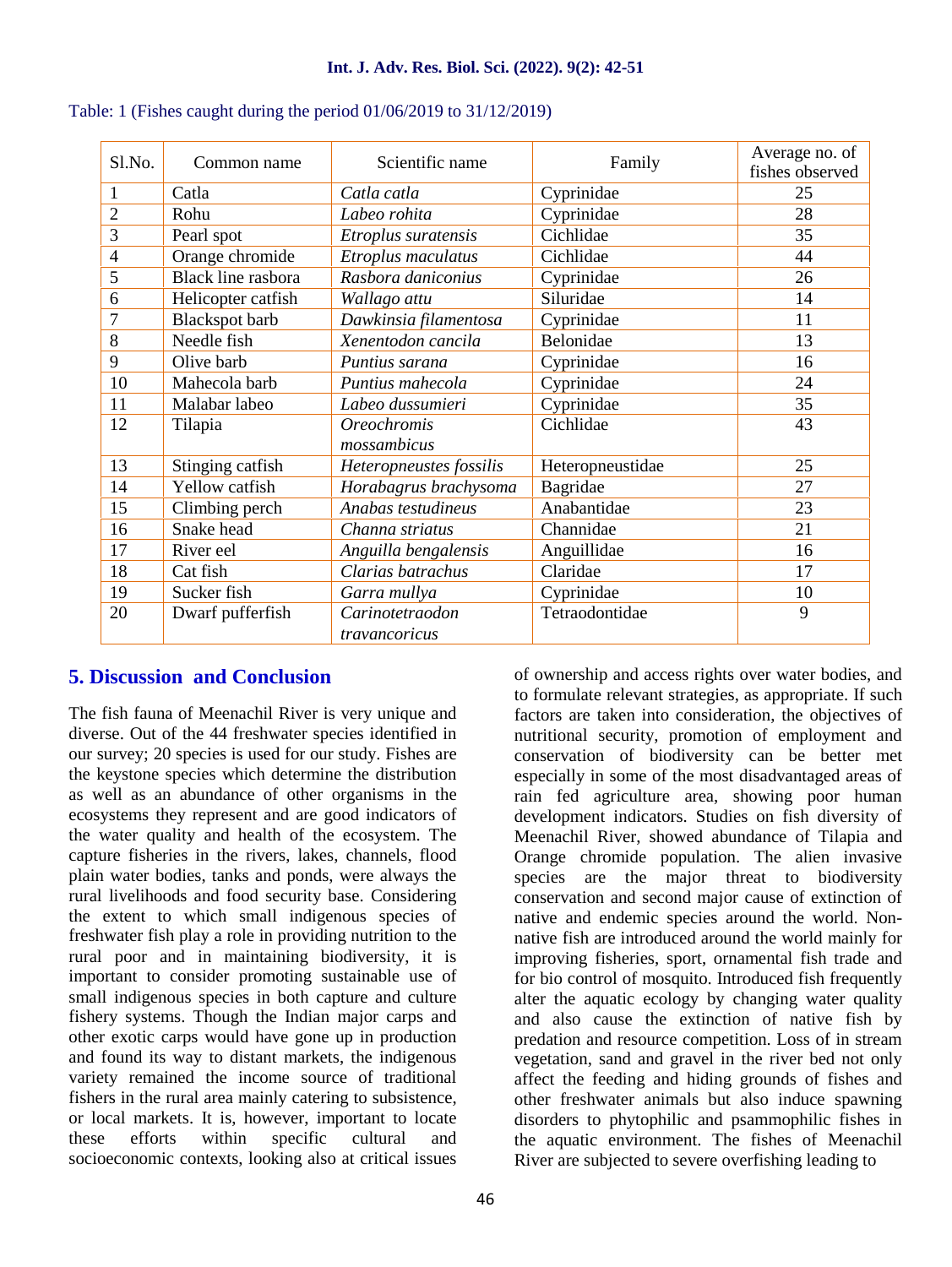Table: 1 (Fishes caught during the period 01/06/2019 to 31/12/2019)

| Sl.No. | Common name | Scientific name | Family | Average no. of fishes observed |
|---|---|---|---|---|
| 1 | Catla | *Catla catla* | Cyprinidae | 25 |
| 2 | Rohu | *Labeo rohita* | Cyprinidae | 28 |
| 3 | Pearl spot | *Etroplus suratensis* | Cichlidae | 35 |
| 4 | Orange chromide | *Etroplus maculatus* | Cichlidae | 44 |
| 5 | Black line rasbora | *Rasbora daniconius* | Cyprinidae | 26 |
| 6 | Helicopter catfish | *Wallago attu* | Siluridae | 14 |
| 7 | Blackspot barb | *Dawkinsia filamentosa* | Cyprinidae | 11 |
| 8 | Needle fish | *Xenentodon cancila* | Belonidae | 13 |
| 9 | Olive barb | *Puntius sarana* | Cyprinidae | 16 |
| 10 | Mahecola barb | *Puntius mahecola* | Cyprinidae | 24 |
| 11 | Malabar labeo | *Labeo dussumieri* | Cyprinidae | 35 |
| 12 | Tilapia | *Oreochromis mossambicus* | Cichlidae | 43 |
| 13 | Stinging catfish | *Heteropneustes fossilis* | Heteropneustidae | 25 |
| 14 | Yellow catfish | *Horabagrus brachysoma* | Bagridae | 27 |
| 15 | Climbing perch | *Anabas testudineus* | Anabantidae | 23 |
| 16 | Snake head | *Channa striatus* | Channidae | 21 |
| 17 | River eel | *Anguilla bengalensis* | Anguillidae | 16 |
| 18 | Cat fish | *Clarias batrachus* | Claridae | 17 |
| 19 | Sucker fish | *Garra mullya* | Cyprinidae | 10 |
| 20 | Dwarf pufferfish | *Carinotetraodon travancoricus* | Tetraodontidae | 9 |

## 5. Discussion and Conclusion

The fish fauna of Meenachil River is very unique and diverse. Out of the 44 freshwater species identified in our survey; 20 species is used for our study. Fishes are the keystone species which determine the distribution as well as an abundance of other organisms in the ecosystems they represent and are good indicators of the water quality and health of the ecosystem. The capture fisheries in the rivers, lakes, channels, flood plain water bodies, tanks and ponds, were always the rural livelihoods and food security base. Considering the extent to which small indigenous species of freshwater fish play a role in providing nutrition to the rural poor and in maintaining biodiversity, it is important to consider promoting sustainable use of small indigenous species in both capture and culture fishery systems. Though the Indian major carps and other exotic carps would have gone up in production and found its way to distant markets, the indigenous variety remained the income source of traditional fishers in the rural area mainly catering to subsistence, or local markets. It is, however, important to locate these efforts within specific cultural and socioeconomic contexts, looking also at critical issues of ownership and access rights over water bodies, and to formulate relevant strategies, as appropriate. If such factors are taken into consideration, the objectives of nutritional security, promotion of employment and conservation of biodiversity can be better met especially in some of the most disadvantaged areas of rain fed agriculture area, showing poor human development indicators. Studies on fish diversity of Meenachil River, showed abundance of Tilapia and Orange chromide population. The alien invasive species are the major threat to biodiversity conservation and second major cause of extinction of native and endemic species around the world. Non-native fish are introduced around the world mainly for improving fisheries, sport, ornamental fish trade and for bio control of mosquito. Introduced fish frequently alter the aquatic ecology by changing water quality and also cause the extinction of native fish by predation and resource competition. Loss of in stream vegetation, sand and gravel in the river bed not only affect the feeding and hiding grounds of fishes and other freshwater animals but also induce spawning disorders to phytophilic and psammophilic fishes in the aquatic environment. The fishes of Meenachil River are subjected to severe overfishing leading to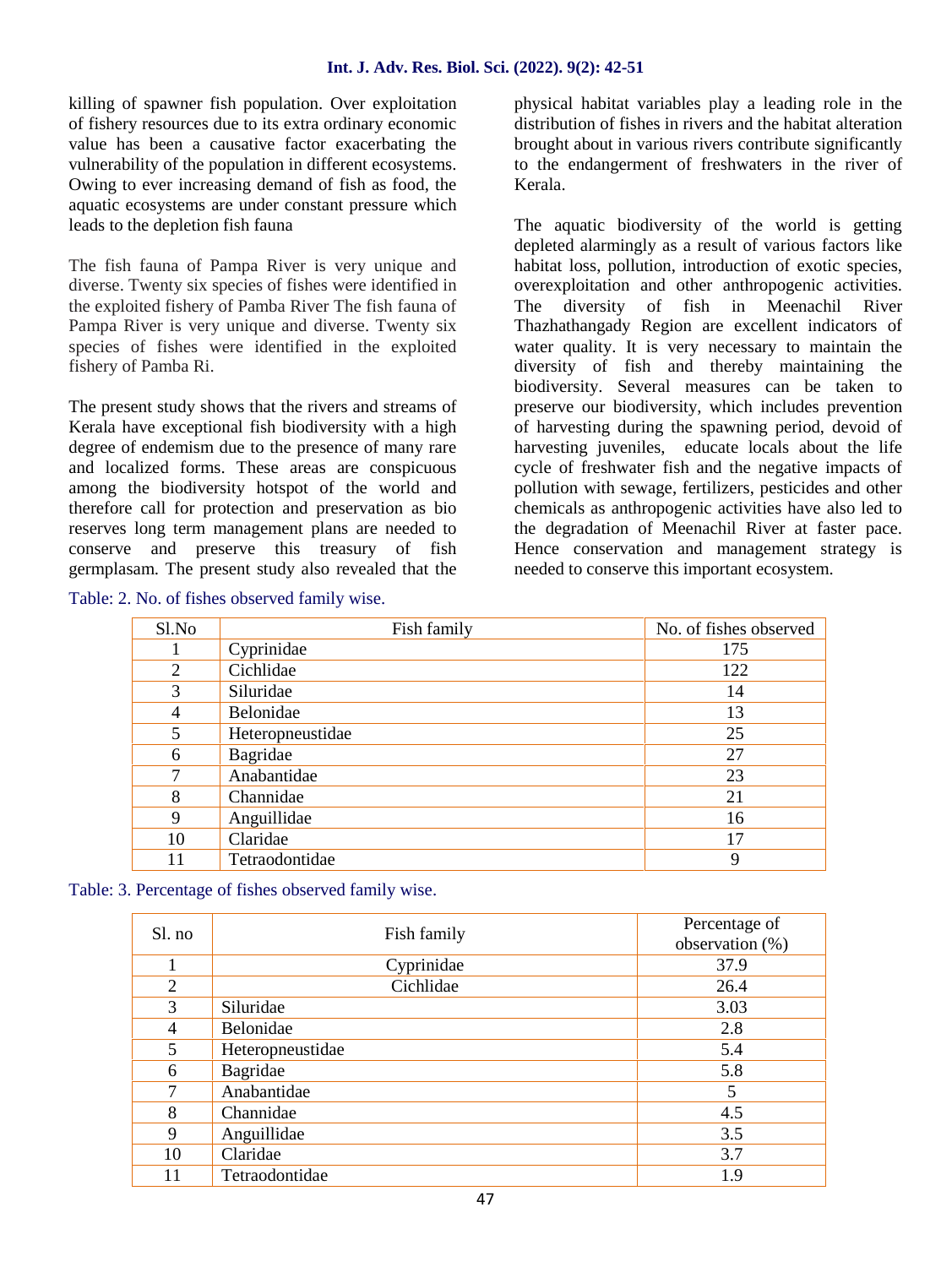killing of spawner fish population. Over exploitation of fishery resources due to its extra ordinary economic value has been a causative factor exacerbating the vulnerability of the population in different ecosystems. Owing to ever increasing demand of fish as food, the aquatic ecosystems are under constant pressure which leads to the depletion fish fauna

The fish fauna of Pampa River is very unique and diverse. Twenty six species of fishes were identified in the exploited fishery of Pamba River The fish fauna of Pampa River is very unique and diverse. Twenty six species of fishes were identified in the exploited fishery of Pamba Ri.

The present study shows that the rivers and streams of Kerala have exceptional fish biodiversity with a high degree of endemism due to the presence of many rare and localized forms. These areas are conspicuous among the biodiversity hotspot of the world and therefore call for protection and preservation as bio reserves long term management plans are needed to conserve and preserve this treasury of fish germplasam. The present study also revealed that the physical habitat variables play a leading role in the distribution of fishes in rivers and the habitat alteration brought about in various rivers contribute significantly to the endangerment of freshwaters in the river of Kerala.

The aquatic biodiversity of the world is getting depleted alarmingly as a result of various factors like habitat loss, pollution, introduction of exotic species, overexploitation and other anthropogenic activities. The diversity of fish in Meenachil River Thazhathangady Region are excellent indicators of water quality. It is very necessary to maintain the diversity of fish and thereby maintaining the biodiversity. Several measures can be taken to preserve our biodiversity, which includes prevention of harvesting during the spawning period, devoid of harvesting juveniles, educate locals about the life cycle of freshwater fish and the negative impacts of pollution with sewage, fertilizers, pesticides and other chemicals as anthropogenic activities have also led to the degradation of Meenachil River at faster pace. Hence conservation and management strategy is needed to conserve this important ecosystem.

Table: 2. No. of fishes observed family wise.

| Sl.No | Fish family | No. of fishes observed |
|---|---|---|
| 1 | Cyprinidae | 175 |
| 2 | Cichlidae | 122 |
| 3 | Siluridae | 14 |
| 4 | Belonidae | 13 |
| 5 | Heteropneustidae | 25 |
| 6 | Bagridae | 27 |
| 7 | Anabantidae | 23 |
| 8 | Channidae | 21 |
| 9 | Anguillidae | 16 |
| 10 | Claridae | 17 |
| 11 | Tetraodontidae | 9 |

Table: 3. Percentage of fishes observed family wise.

| Sl. no | Fish family | Percentage of observation (%) |
|---|---|---|
| 1 | Cyprinidae | 37.9 |
| 2 | Cichlidae | 26.4 |
| 3 | Siluridae | 3.03 |
| 4 | Belonidae | 2.8 |
| 5 | Heteropneustidae | 5.4 |
| 6 | Bagridae | 5.8 |
| 7 | Anabantidae | 5 |
| 8 | Channidae | 4.5 |
| 9 | Anguillidae | 3.5 |
| 10 | Claridae | 3.7 |
| 11 | Tetraodontidae | 1.9 |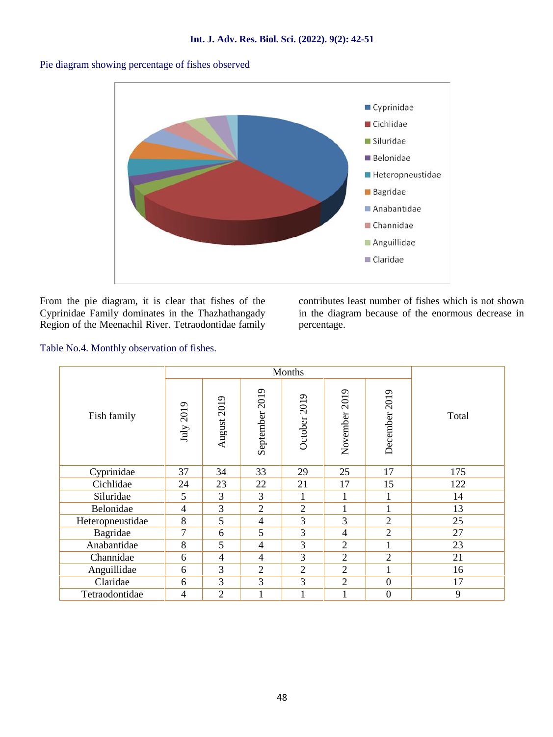Pie diagram showing percentage of fishes observed

From the pie diagram, it is clear that fishes of the Cyprinidae Family dominates in the Thazhathangady Region of the Meenachil River. Tetraodontidae family contributes least number of fishes which is not shown in the diagram because of the enormous decrease in percentage.

Table No.4. Monthly observation of fishes.

| Fish family | Months | | | | | | Total |
|---|---|---|---|---|---|---|---|
| | July 2019 | August 2019 | September 2019 | October 2019 | November 2019 | December 2019 | |
| Cyprinidae | 37 | 34 | 33 | 29 | 25 | 17 | 175 |
| Cichlidae | 24 | 23 | 22 | 21 | 17 | 15 | 122 |
| Siluridae | 5 | 3 | 3 | 1 | 1 | 1 | 14 |
| Belonidae | 4 | 3 | 2 | 2 | 1 | 1 | 13 |
| Heteropneustidae | 8 | 5 | 4 | 3 | 3 | 2 | 25 |
| Bagridae | 7 | 6 | 5 | 3 | 4 | 2 | 27 |
| Anabantidae | 8 | 5 | 4 | 3 | 2 | 1 | 23 |
| Channidae | 6 | 4 | 4 | 3 | 2 | 2 | 21 |
| Anguillidae | 6 | 3 | 2 | 2 | 2 | 1 | 16 |
| Claridae | 6 | 3 | 3 | 3 | 2 | 0 | 17 |
| Tetraodontidae | 4 | 2 | 1 | 1 | 1 | 0 | 9 |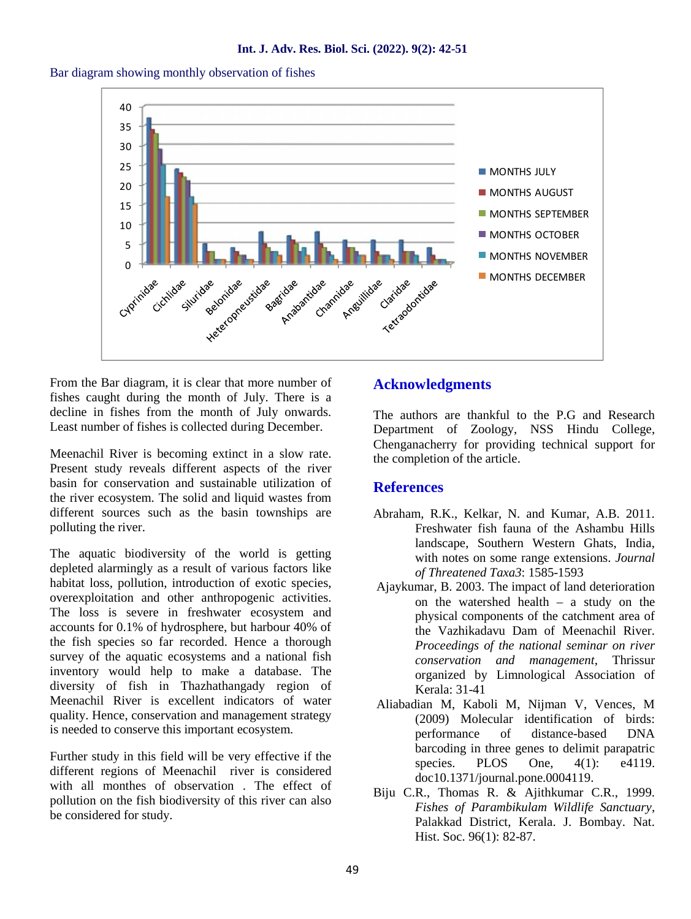Bar diagram showing monthly observation of fishes

From the Bar diagram, it is clear that more number of fishes caught during the month of July. There is a decline in fishes from the month of July onwards. Least number of fishes is collected during December.

Meenachil River is becoming extinct in a slow rate. Present study reveals different aspects of the river basin for conservation and sustainable utilization of the river ecosystem. The solid and liquid wastes from different sources such as the basin townships are polluting the river.

The aquatic biodiversity of the world is getting depleted alarmingly as a result of various factors like habitat loss, pollution, introduction of exotic species, overexploitation and other anthropogenic activities. The loss is severe in freshwater ecosystem and accounts for 0.1% of hydrosphere, but harbour 40% of the fish species so far recorded. Hence a thorough survey of the aquatic ecosystems and a national fish inventory would help to make a database. The diversity of fish in Thazhathangady region of Meenachil River is excellent indicators of water quality. Hence, conservation and management strategy is needed to conserve this important ecosystem.

Further study in this field will be very effective if the different regions of Meenachil river is considered with all monthes of observation . The effect of pollution on the fish biodiversity of this river can also be considered for study.

## Acknowledgments

The authors are thankful to the P.G and Research Department of Zoology, NSS Hindu College, Chenganacherry for providing technical support for the completion of the article.

## References

Abraham, R.K., Kelkar, N. and Kumar, A.B. 2011. Freshwater fish fauna of the Ashambu Hills landscape, Southern Western Ghats, India, with notes on some range extensions. *Journal of Threatened Taxa3*: 1585-1593

Ajaykumar, B. 2003. The impact of land deterioration on the watershed health – a study on the physical components of the catchment area of the Vazhikadavu Dam of Meenachil River. *Proceedings of the national seminar on river conservation and management*, Thrissur organized by Limnological Association of Kerala: 31-41

Aliabadian M, Kaboli M, Nijman V, Vences, M (2009) Molecular identification of birds: performance of distance-based DNA barcoding in three genes to delimit parapatric species. PLOS One, 4(1): e4119. doc10.1371/journal.pone.0004119.

Biju C.R., Thomas R. & Ajithkumar C.R., 1999. *Fishes of Parambikulam Wildlife Sanctuary*, Palakkad District, Kerala. J. Bombay. Nat. Hist. Soc. 96(1): 82-87.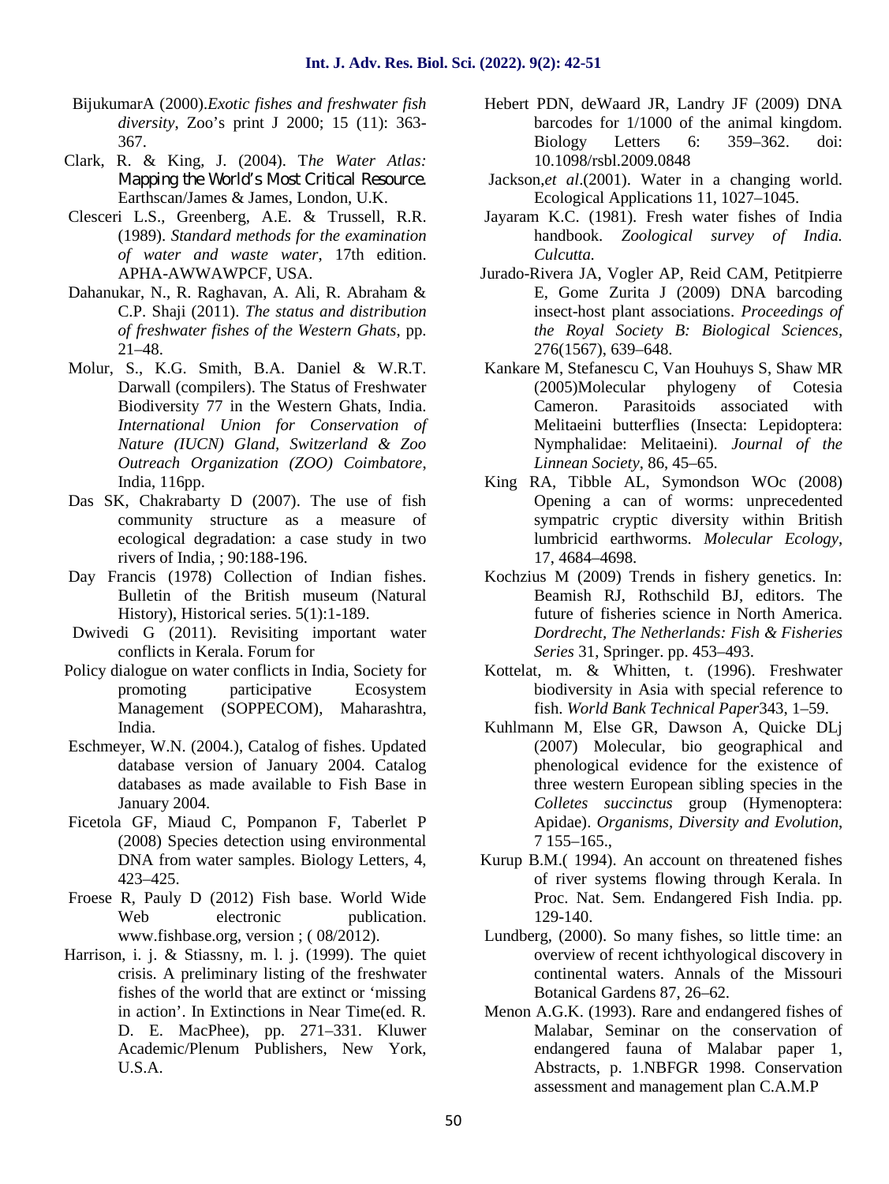BijukumarA (2000).*Exotic fishes and freshwater fish diversity*, Zoo's print J 2000; 15 (11): 363-367.

Clark, R. & King, J. (2004). T*he Water Atlas: Mapping the World's Most Critical Resource.* Earthscan/James & James, London, U.K.

Clesceri L.S., Greenberg, A.E. & Trussell, R.R. (1989). *Standard methods for the examination of water and waste water*, 17th edition. APHA-AWWAWPCF, USA.

Dahanukar, N., R. Raghavan, A. Ali, R. Abraham & C.P. Shaji (2011). *The status and distribution of freshwater fishes of the Western Ghats*, pp. 21–48.

Molur, S., K.G. Smith, B.A. Daniel & W.R.T. Darwall (compilers). The Status of Freshwater Biodiversity 77 in the Western Ghats, India. *International Union for Conservation of Nature (IUCN) Gland, Switzerland & Zoo Outreach Organization (ZOO) Coimbatore*, India, 116pp.

Das SK, Chakrabarty D (2007). The use of fish community structure as a measure of ecological degradation: a case study in two rivers of India, ; 90:188-196.

Day Francis (1978) Collection of Indian fishes. Bulletin of the British museum (Natural History), Historical series. 5(1):1-189.

Dwivedi G (2011). Revisiting important water conflicts in Kerala. Forum for Policy dialogue on water conflicts in India, Society for promoting participative Ecosystem Management (SOPPECOM), Maharashtra, India.

Eschmeyer, W.N. (2004.), Catalog of fishes. Updated database version of January 2004. Catalog databases as made available to Fish Base in January 2004.

Ficetola GF, Miaud C, Pompanon F, Taberlet P (2008) Species detection using environmental DNA from water samples. Biology Letters, 4, 423–425.

Froese R, Pauly D (2012) Fish base. World Wide Web electronic publication. www.fishbase.org, version ; ( 08/2012).

Harrison, i. j. & Stiassny, m. l. j. (1999). The quiet crisis. A preliminary listing of the freshwater fishes of the world that are extinct or 'missing in action'. In Extinctions in Near Time(ed. R. D. E. MacPhee), pp. 271–331. Kluwer Academic/Plenum Publishers, New York, U.S.A.

Hebert PDN, deWaard JR, Landry JF (2009) DNA barcodes for 1/1000 of the animal kingdom. Biology Letters 6: 359–362. doi: 10.1098/rsbl.2009.0848

Jackson,*et al*.(2001). Water in a changing world. Ecological Applications 11, 1027–1045.

Jayaram K.C. (1981). Fresh water fishes of India handbook. *Zoological survey of India. Culcutta.*

Jurado-Rivera JA, Vogler AP, Reid CAM, Petitpierre E, Gome Zurita J (2009) DNA barcoding insect-host plant associations. *Proceedings of the Royal Society B: Biological Sciences*, 276(1567), 639–648.

Kankare M, Stefanescu C, Van Houhuys S, Shaw MR (2005)Molecular phylogeny of Cotesia Cameron. Parasitoids associated with Melitaeini butterflies (Insecta: Lepidoptera: Nymphalidae: Melitaeini). *Journal of the Linnean Society*, 86, 45–65.

King RA, Tibble AL, Symondson WOc (2008) Opening a can of worms: unprecedented sympatric cryptic diversity within British lumbricid earthworms. *Molecular Ecology*, 17, 4684–4698.

Kochzius M (2009) Trends in fishery genetics. In: Beamish RJ, Rothschild BJ, editors. The future of fisheries science in North America. *Dordrecht, The Netherlands: Fish & Fisheries Series* 31, Springer. pp. 453–493.

Kottelat, m. & Whitten, t. (1996). Freshwater biodiversity in Asia with special reference to fish. *World Bank Technical Paper*343, 1–59.

Kuhlmann M, Else GR, Dawson A, Quicke DLj (2007) Molecular, bio geographical and phenological evidence for the existence of three western European sibling species in the *Colletes succinctus* group (Hymenoptera: Apidae). *Organisms, Diversity and Evolution*, 7 155–165.,

Kurup B.M.( 1994). An account on threatened fishes of river systems flowing through Kerala. In Proc. Nat. Sem. Endangered Fish India. pp. 129-140.

Lundberg, (2000). So many fishes, so little time: an overview of recent ichthyological discovery in continental waters. Annals of the Missouri Botanical Gardens 87, 26–62.

Menon A.G.K. (1993). Rare and endangered fishes of Malabar, Seminar on the conservation of endangered fauna of Malabar paper 1, Abstracts, p. 1.NBFGR 1998. Conservation assessment and management plan C.A.M.P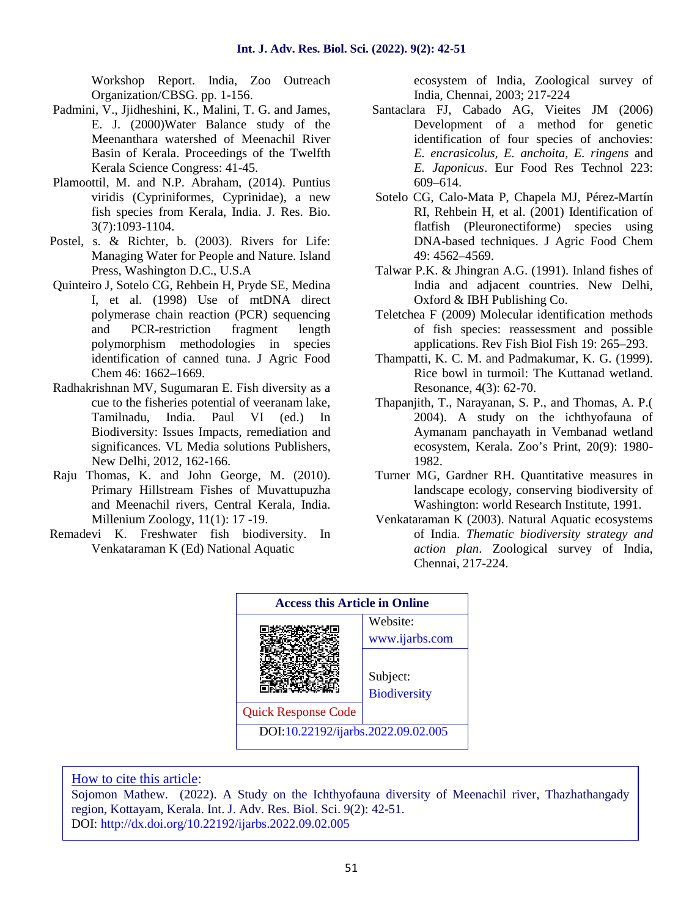Workshop Report. India, Zoo Outreach Organization/CBSG. pp. 1-156.

Padmini, V., Jjidheshini, K., Malini, T. G. and James, E. J. (2000)Water Balance study of the Meenanthara watershed of Meenachil River Basin of Kerala. Proceedings of the Twelfth Kerala Science Congress: 41-45.

Plamoottil, M. and N.P. Abraham, (2014). Puntius viridis (Cypriniformes, Cyprinidae), a new fish species from Kerala, India. J. Res. Bio. 3(7):1093-1104.

Postel, s. & Richter, b. (2003). Rivers for Life: Managing Water for People and Nature. Island Press, Washington D.C., U.S.A

Quinteiro J, Sotelo CG, Rehbein H, Pryde SE, Medina I, et al. (1998) Use of mtDNA direct polymerase chain reaction (PCR) sequencing and PCR-restriction fragment length polymorphism methodologies in species identification of canned tuna. J Agric Food Chem 46: 1662–1669.

Radhakrishnan MV, Sugumaran E. Fish diversity as a cue to the fisheries potential of veeranam lake, Tamilnadu, India. Paul VI (ed.) In Biodiversity: Issues Impacts, remediation and significances. VL Media solutions Publishers, New Delhi, 2012, 162-166.

Raju Thomas, K. and John George, M. (2010). Primary Hillstream Fishes of Muvattupuzha and Meenachil rivers, Central Kerala, India. Millenium Zoology, 11(1): 17 -19.

Remadevi K. Freshwater fish biodiversity. In Venkataraman K (Ed) National Aquatic ecosystem of India, Zoological survey of India, Chennai, 2003; 217-224

Santaclara FJ, Cabado AG, Vieites JM (2006) Development of a method for genetic identification of four species of anchovies: *E. encrasicolus, E. anchoita, E. ringens* and *E. Japonicus*. Eur Food Res Technol 223: 609–614.

Sotelo CG, Calo-Mata P, Chapela MJ, Pérez-Martín RI, Rehbein H, et al. (2001) Identification of flatfish (Pleuronectiforme) species using DNA-based techniques. J Agric Food Chem 49: 4562–4569.

Talwar P.K. & Jhingran A.G. (1991). Inland fishes of India and adjacent countries. New Delhi, Oxford & IBH Publishing Co.

Teletchea F (2009) Molecular identification methods of fish species: reassessment and possible applications. Rev Fish Biol Fish 19: 265–293.

Thampatti, K. C. M. and Padmakumar, K. G. (1999). Rice bowl in turmoil: The Kuttanad wetland. Resonance, 4(3): 62-70.

Thapanjith, T., Narayanan, S. P., and Thomas, A. P.( 2004). A study on the ichthyofauna of Aymanam panchayath in Vembanad wetland ecosystem, Kerala. Zoo's Print, 20(9): 1980-1982.

Turner MG, Gardner RH. Quantitative measures in landscape ecology, conserving biodiversity of Washington: world Research Institute, 1991.

Venkataraman K (2003). Natural Aquatic ecosystems of India. *Thematic biodiversity strategy and action plan*. Zoological survey of India, Chennai, 217-224.

| Access this Article in Online | |
|---|---|
| | Website: www.ijarbs.com |
| | Subject: Biodiversity |
| Quick Response Code | |
| DOI:10.22192/ijarbs.2022.09.02.005 | |

How to cite this article:
Sojomon Mathew. (2022). A Study on the Ichthyofauna diversity of Meenachil river, Thazhathangady region, Kottayam, Kerala. Int. J. Adv. Res. Biol. Sci. 9(2): 42-51.
DOI: http://dx.doi.org/10.22192/ijarbs.2022.09.02.005